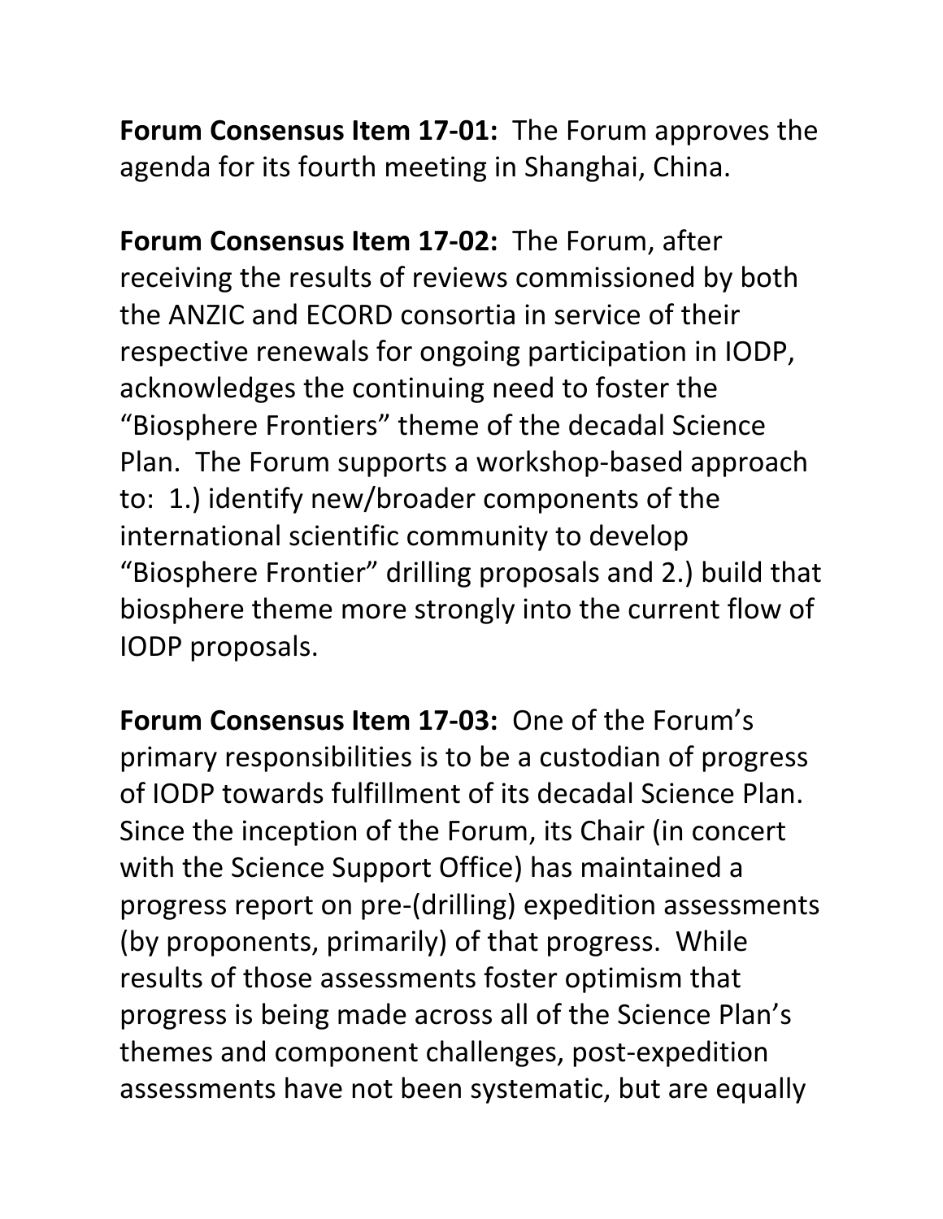**Forum Consensus Item 17-01:** The Forum approves the agenda for its fourth meeting in Shanghai, China.

**Forum Consensus Item 17-02:** The Forum, after receiving the results of reviews commissioned by both the ANZIC and ECORD consortia in service of their respective renewals for ongoing participation in IODP, acknowledges the continuing need to foster the "Biosphere Frontiers" theme of the decadal Science Plan. The Forum supports a workshop-based approach to: 1.) identify new/broader components of the international scientific community to develop "Biosphere Frontier" drilling proposals and 2.) build that biosphere theme more strongly into the current flow of IODP proposals.

**Forum Consensus Item 17-03:** One of the Forum's primary responsibilities is to be a custodian of progress of IODP towards fulfillment of its decadal Science Plan. Since the inception of the Forum, its Chair (in concert with the Science Support Office) has maintained a progress report on pre-(drilling) expedition assessments (by proponents, primarily) of that progress. While results of those assessments foster optimism that progress is being made across all of the Science Plan's themes and component challenges, post-expedition assessments have not been systematic, but are equally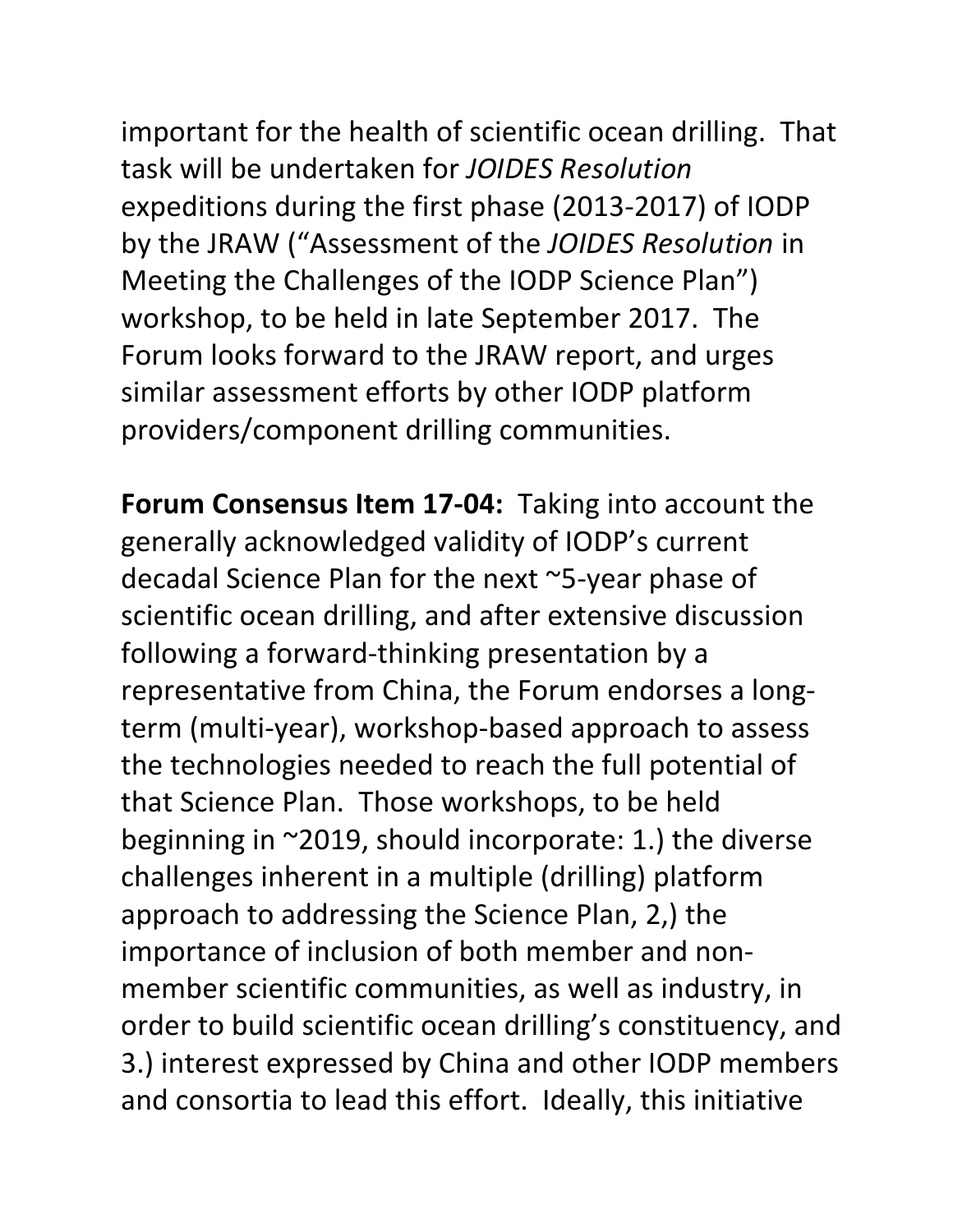important for the health of scientific ocean drilling. That task will be undertaken for *JOIDES Resolution* expeditions during the first phase (2013-2017) of IODP by the JRAW ("Assessment of the *JOIDES Resolution* in Meeting the Challenges of the IODP Science Plan") workshop, to be held in late September 2017. The Forum looks forward to the JRAW report, and urges similar assessment efforts by other IODP platform providers/component drilling communities.

**Forum Consensus Item 17-04:** Taking into account the generally acknowledged validity of IODP's current decadal Science Plan for the next ~5-year phase of scientific ocean drilling, and after extensive discussion following a forward-thinking presentation by a representative from China, the Forum endorses a long-term (multi-year), workshop-based approach to assess the technologies needed to reach the full potential of that Science Plan. Those workshops, to be held beginning in ~2019, should incorporate: 1.) the diverse challenges inherent in a multiple (drilling) platform approach to addressing the Science Plan, 2,) the importance of inclusion of both member and non-member scientific communities, as well as industry, in order to build scientific ocean drilling's constituency, and 3.) interest expressed by China and other IODP members and consortia to lead this effort. Ideally, this initiative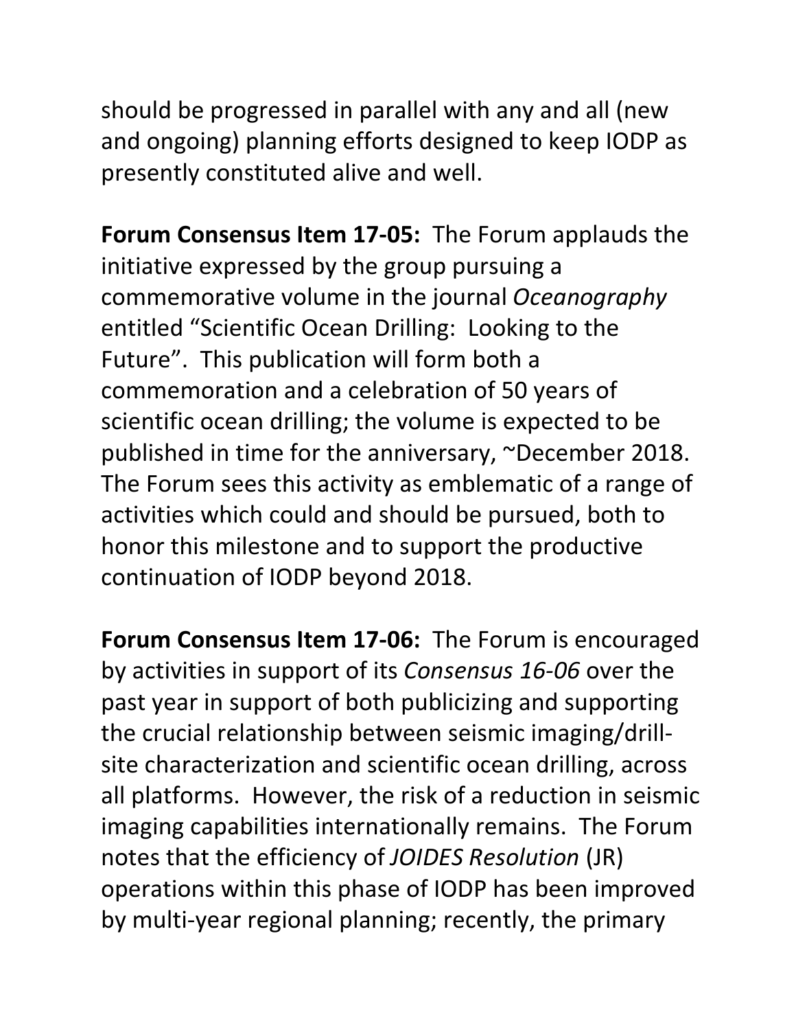should be progressed in parallel with any and all (new and ongoing) planning efforts designed to keep IODP as presently constituted alive and well.

**Forum Consensus Item 17-05:** The Forum applauds the initiative expressed by the group pursuing a commemorative volume in the journal *Oceanography* entitled "Scientific Ocean Drilling: Looking to the Future". This publication will form both a commemoration and a celebration of 50 years of scientific ocean drilling; the volume is expected to be published in time for the anniversary, ~December 2018. The Forum sees this activity as emblematic of a range of activities which could and should be pursued, both to honor this milestone and to support the productive continuation of IODP beyond 2018.

**Forum Consensus Item 17-06:** The Forum is encouraged by activities in support of its *Consensus 16-06* over the past year in support of both publicizing and supporting the crucial relationship between seismic imaging/drill-site characterization and scientific ocean drilling, across all platforms. However, the risk of a reduction in seismic imaging capabilities internationally remains. The Forum notes that the efficiency of *JOIDES Resolution* (JR) operations within this phase of IODP has been improved by multi-year regional planning; recently, the primary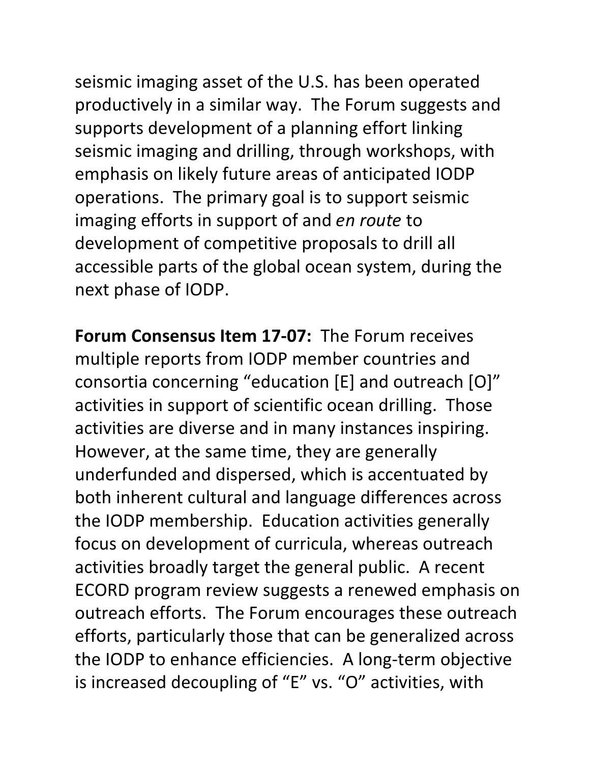seismic imaging asset of the U.S. has been operated productively in a similar way. The Forum suggests and supports development of a planning effort linking seismic imaging and drilling, through workshops, with emphasis on likely future areas of anticipated IODP operations. The primary goal is to support seismic imaging efforts in support of and *en route* to development of competitive proposals to drill all accessible parts of the global ocean system, during the next phase of IODP.

**Forum Consensus Item 17-07:** The Forum receives multiple reports from IODP member countries and consortia concerning "education [E] and outreach [O]" activities in support of scientific ocean drilling. Those activities are diverse and in many instances inspiring. However, at the same time, they are generally underfunded and dispersed, which is accentuated by both inherent cultural and language differences across the IODP membership. Education activities generally focus on development of curricula, whereas outreach activities broadly target the general public. A recent ECORD program review suggests a renewed emphasis on outreach efforts. The Forum encourages these outreach efforts, particularly those that can be generalized across the IODP to enhance efficiencies. A long-term objective is increased decoupling of "E" vs. "O" activities, with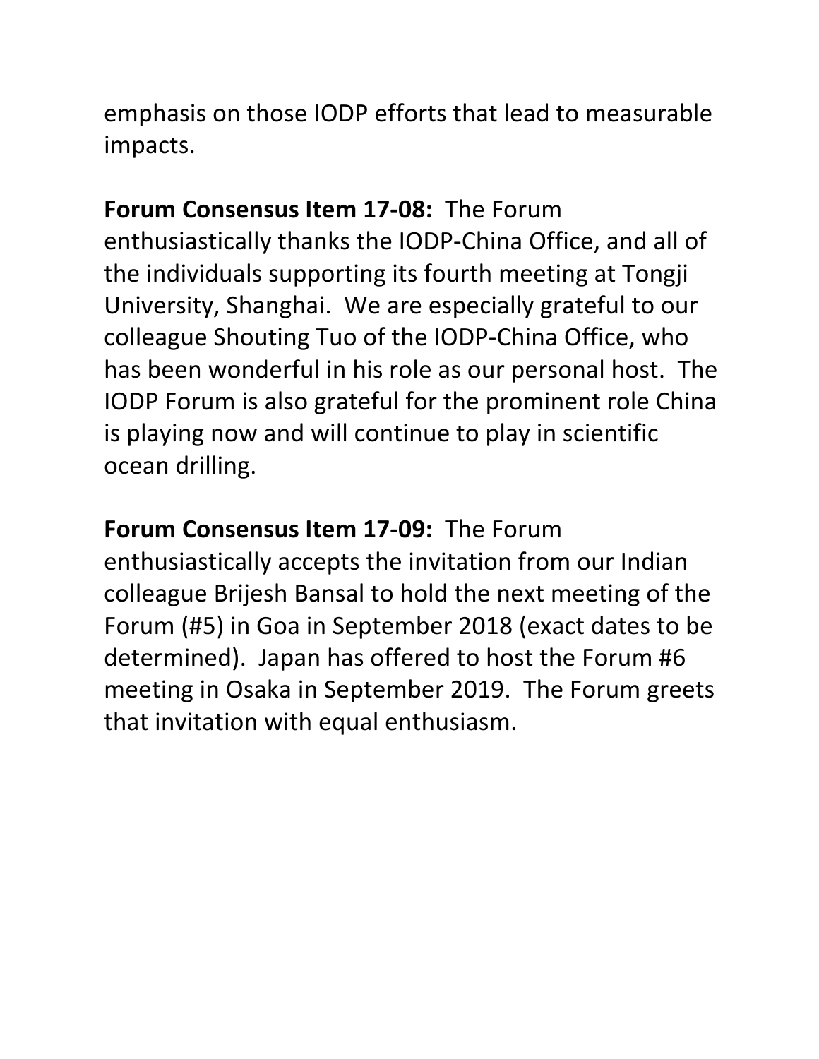emphasis on those IODP efforts that lead to measurable impacts.

**Forum Consensus Item 17-08:** The Forum enthusiastically thanks the IODP-China Office, and all of the individuals supporting its fourth meeting at Tongji University, Shanghai. We are especially grateful to our colleague Shouting Tuo of the IODP-China Office, who has been wonderful in his role as our personal host. The IODP Forum is also grateful for the prominent role China is playing now and will continue to play in scientific ocean drilling.

**Forum Consensus Item 17-09:** The Forum enthusiastically accepts the invitation from our Indian colleague Brijesh Bansal to hold the next meeting of the Forum (#5) in Goa in September 2018 (exact dates to be determined). Japan has offered to host the Forum #6 meeting in Osaka in September 2019. The Forum greets that invitation with equal enthusiasm.